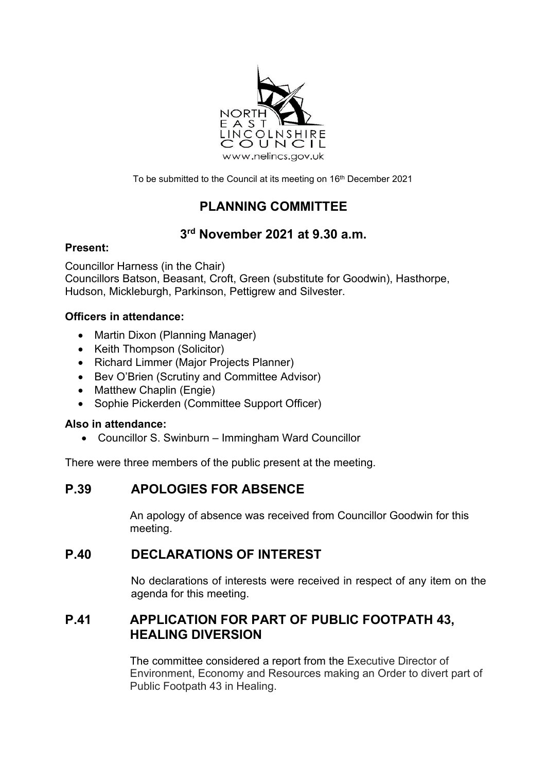NORTH EAST LINCOLNSHIRE COUNCIL
www.nelincs.gov.uk

To be submitted to the Council at its meeting on 16th December 2021

# PLANNING COMMITTEE

## 3rd November 2021 at 9.30 a.m.

**Present:**

Councillor Harness (in the Chair)
Councillors Batson, Beasant, Croft, Green (substitute for Goodwin), Hasthorpe, Hudson, Mickleburgh, Parkinson, Pettigrew and Silvester.

**Officers in attendance:**

- Martin Dixon (Planning Manager)
- Keith Thompson (Solicitor)
- Richard Limmer (Major Projects Planner)
- Bev O'Brien (Scrutiny and Committee Advisor)
- Matthew Chaplin (Engie)
- Sophie Pickerden (Committee Support Officer)

**Also in attendance:**

- Councillor S. Swinburn – Immingham Ward Councillor

There were three members of the public present at the meeting.

## P.39 APOLOGIES FOR ABSENCE

An apology of absence was received from Councillor Goodwin for this meeting.

## P.40 DECLARATIONS OF INTEREST

No declarations of interests were received in respect of any item on the agenda for this meeting.

## P.41 APPLICATION FOR PART OF PUBLIC FOOTPATH 43, HEALING DIVERSION

The committee considered a report from the Executive Director of Environment, Economy and Resources making an Order to divert part of Public Footpath 43 in Healing.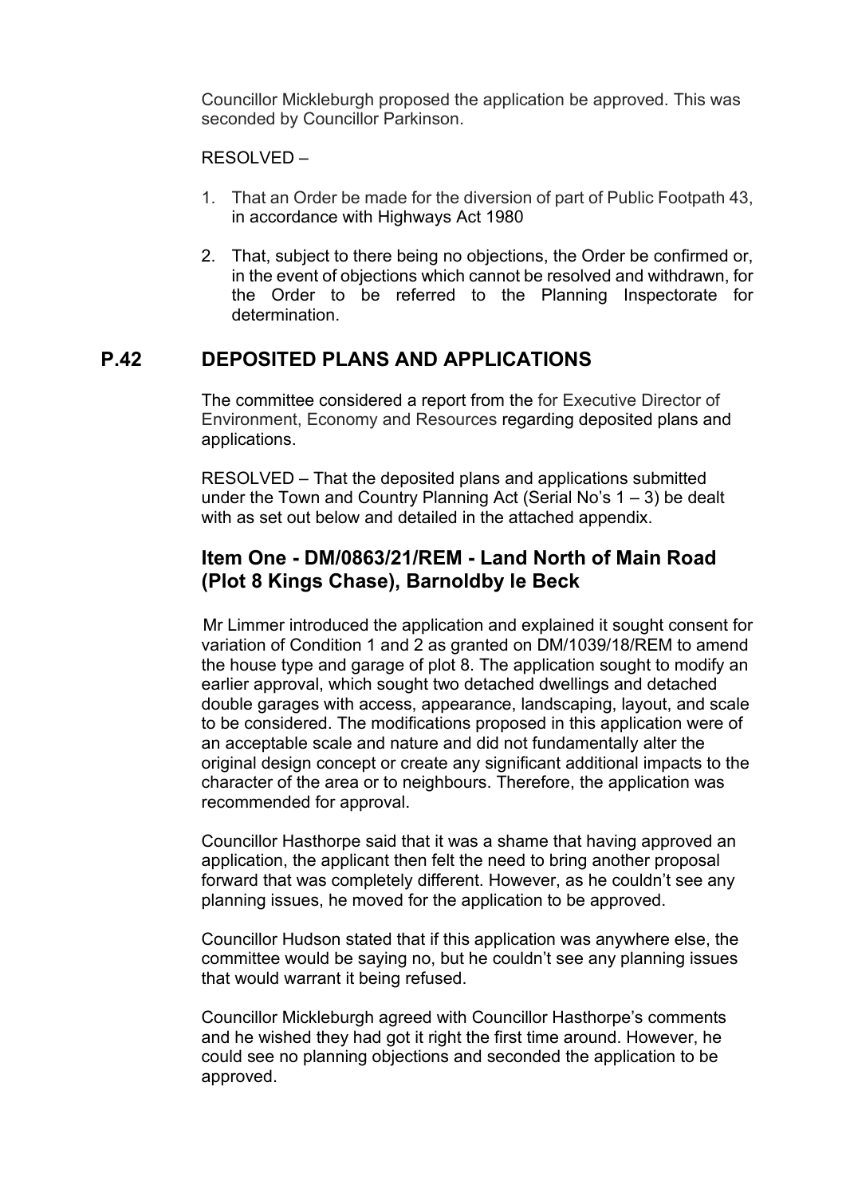Councillor Mickleburgh proposed the application be approved. This was seconded by Councillor Parkinson.

RESOLVED –

1. That an Order be made for the diversion of part of Public Footpath 43, in accordance with Highways Act 1980

2. That, subject to there being no objections, the Order be confirmed or, in the event of objections which cannot be resolved and withdrawn, for the Order to be referred to the Planning Inspectorate for determination.

## P.42 DEPOSITED PLANS AND APPLICATIONS

The committee considered a report from the for Executive Director of Environment, Economy and Resources regarding deposited plans and applications.

RESOLVED – That the deposited plans and applications submitted under the Town and Country Planning Act (Serial No's 1 – 3) be dealt with as set out below and detailed in the attached appendix.

### Item One - DM/0863/21/REM - Land North of Main Road (Plot 8 Kings Chase), Barnoldby le Beck

Mr Limmer introduced the application and explained it sought consent for variation of Condition 1 and 2 as granted on DM/1039/18/REM to amend the house type and garage of plot 8. The application sought to modify an earlier approval, which sought two detached dwellings and detached double garages with access, appearance, landscaping, layout, and scale to be considered. The modifications proposed in this application were of an acceptable scale and nature and did not fundamentally alter the original design concept or create any significant additional impacts to the character of the area or to neighbours. Therefore, the application was recommended for approval.

Councillor Hasthorpe said that it was a shame that having approved an application, the applicant then felt the need to bring another proposal forward that was completely different. However, as he couldn't see any planning issues, he moved for the application to be approved.

Councillor Hudson stated that if this application was anywhere else, the committee would be saying no, but he couldn't see any planning issues that would warrant it being refused.

Councillor Mickleburgh agreed with Councillor Hasthorpe's comments and he wished they had got it right the first time around. However, he could see no planning objections and seconded the application to be approved.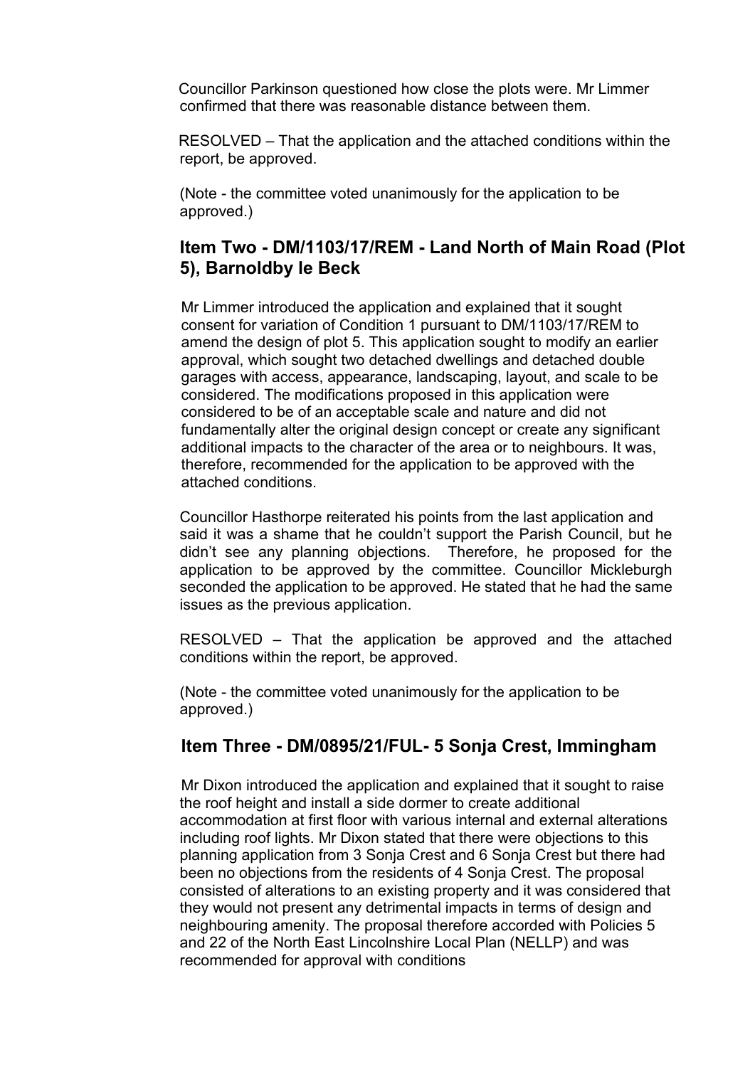Councillor Parkinson questioned how close the plots were. Mr Limmer confirmed that there was reasonable distance between them.

RESOLVED – That the application and the attached conditions within the report, be approved.

(Note - the committee voted unanimously for the application to be approved.)

## Item Two - DM/1103/17/REM - Land North of Main Road (Plot 5), Barnoldby le Beck

Mr Limmer introduced the application and explained that it sought consent for variation of Condition 1 pursuant to DM/1103/17/REM to amend the design of plot 5. This application sought to modify an earlier approval, which sought two detached dwellings and detached double garages with access, appearance, landscaping, layout, and scale to be considered. The modifications proposed in this application were considered to be of an acceptable scale and nature and did not fundamentally alter the original design concept or create any significant additional impacts to the character of the area or to neighbours. It was, therefore, recommended for the application to be approved with the attached conditions.

Councillor Hasthorpe reiterated his points from the last application and said it was a shame that he couldn't support the Parish Council, but he didn't see any planning objections. Therefore, he proposed for the application to be approved by the committee. Councillor Mickleburgh seconded the application to be approved. He stated that he had the same issues as the previous application.

RESOLVED – That the application be approved and the attached conditions within the report, be approved.

(Note - the committee voted unanimously for the application to be approved.)

## Item Three - DM/0895/21/FUL- 5 Sonja Crest, Immingham

Mr Dixon introduced the application and explained that it sought to raise the roof height and install a side dormer to create additional accommodation at first floor with various internal and external alterations including roof lights. Mr Dixon stated that there were objections to this planning application from 3 Sonja Crest and 6 Sonja Crest but there had been no objections from the residents of 4 Sonja Crest. The proposal consisted of alterations to an existing property and it was considered that they would not present any detrimental impacts in terms of design and neighbouring amenity. The proposal therefore accorded with Policies 5 and 22 of the North East Lincolnshire Local Plan (NELLP) and was recommended for approval with conditions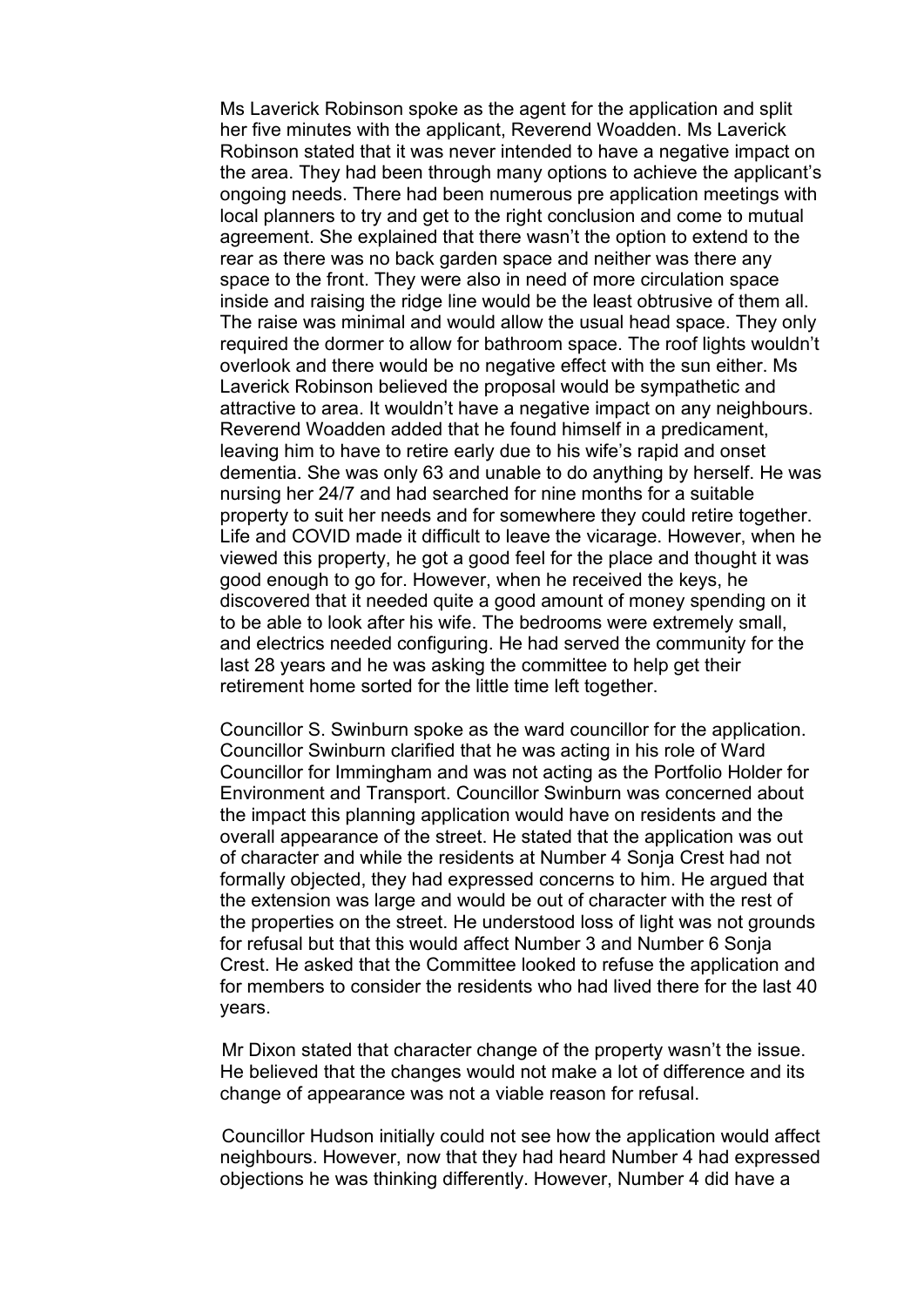Ms Laverick Robinson spoke as the agent for the application and split her five minutes with the applicant, Reverend Woadden. Ms Laverick Robinson stated that it was never intended to have a negative impact on the area. They had been through many options to achieve the applicant's ongoing needs. There had been numerous pre application meetings with local planners to try and get to the right conclusion and come to mutual agreement. She explained that there wasn't the option to extend to the rear as there was no back garden space and neither was there any space to the front. They were also in need of more circulation space inside and raising the ridge line would be the least obtrusive of them all. The raise was minimal and would allow the usual head space. They only required the dormer to allow for bathroom space. The roof lights wouldn't overlook and there would be no negative effect with the sun either. Ms Laverick Robinson believed the proposal would be sympathetic and attractive to area. It wouldn't have a negative impact on any neighbours. Reverend Woadden added that he found himself in a predicament, leaving him to have to retire early due to his wife's rapid and onset dementia. She was only 63 and unable to do anything by herself. He was nursing her 24/7 and had searched for nine months for a suitable property to suit her needs and for somewhere they could retire together. Life and COVID made it difficult to leave the vicarage. However, when he viewed this property, he got a good feel for the place and thought it was good enough to go for. However, when he received the keys, he discovered that it needed quite a good amount of money spending on it to be able to look after his wife. The bedrooms were extremely small, and electrics needed configuring. He had served the community for the last 28 years and he was asking the committee to help get their retirement home sorted for the little time left together.

Councillor S. Swinburn spoke as the ward councillor for the application. Councillor Swinburn clarified that he was acting in his role of Ward Councillor for Immingham and was not acting as the Portfolio Holder for Environment and Transport. Councillor Swinburn was concerned about the impact this planning application would have on residents and the overall appearance of the street. He stated that the application was out of character and while the residents at Number 4 Sonja Crest had not formally objected, they had expressed concerns to him. He argued that the extension was large and would be out of character with the rest of the properties on the street. He understood loss of light was not grounds for refusal but that this would affect Number 3 and Number 6 Sonja Crest. He asked that the Committee looked to refuse the application and for members to consider the residents who had lived there for the last 40 years.

Mr Dixon stated that character change of the property wasn't the issue. He believed that the changes would not make a lot of difference and its change of appearance was not a viable reason for refusal.

Councillor Hudson initially could not see how the application would affect neighbours. However, now that they had heard Number 4 had expressed objections he was thinking differently. However, Number 4 did have a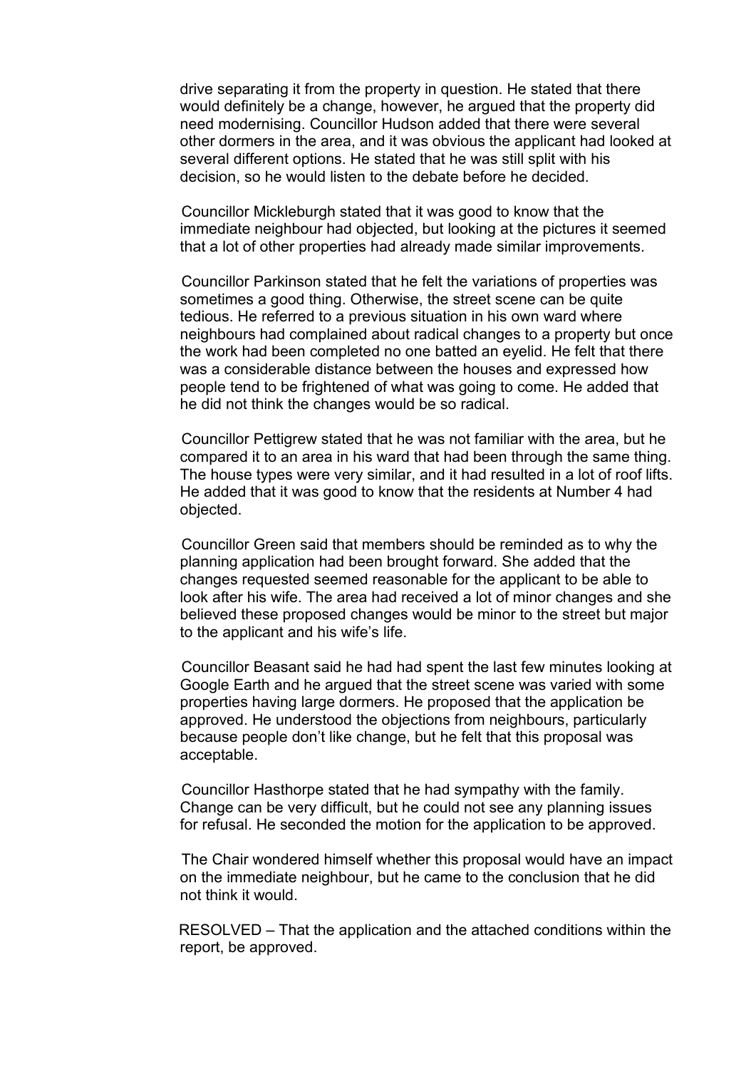drive separating it from the property in question. He stated that there would definitely be a change, however, he argued that the property did need modernising. Councillor Hudson added that there were several other dormers in the area, and it was obvious the applicant had looked at several different options. He stated that he was still split with his decision, so he would listen to the debate before he decided.

Councillor Mickleburgh stated that it was good to know that the immediate neighbour had objected, but looking at the pictures it seemed that a lot of other properties had already made similar improvements.

Councillor Parkinson stated that he felt the variations of properties was sometimes a good thing. Otherwise, the street scene can be quite tedious. He referred to a previous situation in his own ward where neighbours had complained about radical changes to a property but once the work had been completed no one batted an eyelid. He felt that there was a considerable distance between the houses and expressed how people tend to be frightened of what was going to come. He added that he did not think the changes would be so radical.

Councillor Pettigrew stated that he was not familiar with the area, but he compared it to an area in his ward that had been through the same thing. The house types were very similar, and it had resulted in a lot of roof lifts. He added that it was good to know that the residents at Number 4 had objected.

Councillor Green said that members should be reminded as to why the planning application had been brought forward. She added that the changes requested seemed reasonable for the applicant to be able to look after his wife. The area had received a lot of minor changes and she believed these proposed changes would be minor to the street but major to the applicant and his wife's life.

Councillor Beasant said he had had spent the last few minutes looking at Google Earth and he argued that the street scene was varied with some properties having large dormers. He proposed that the application be approved. He understood the objections from neighbours, particularly because people don't like change, but he felt that this proposal was acceptable.

Councillor Hasthorpe stated that he had sympathy with the family. Change can be very difficult, but he could not see any planning issues for refusal. He seconded the motion for the application to be approved.

The Chair wondered himself whether this proposal would have an impact on the immediate neighbour, but he came to the conclusion that he did not think it would.

RESOLVED – That the application and the attached conditions within the report, be approved.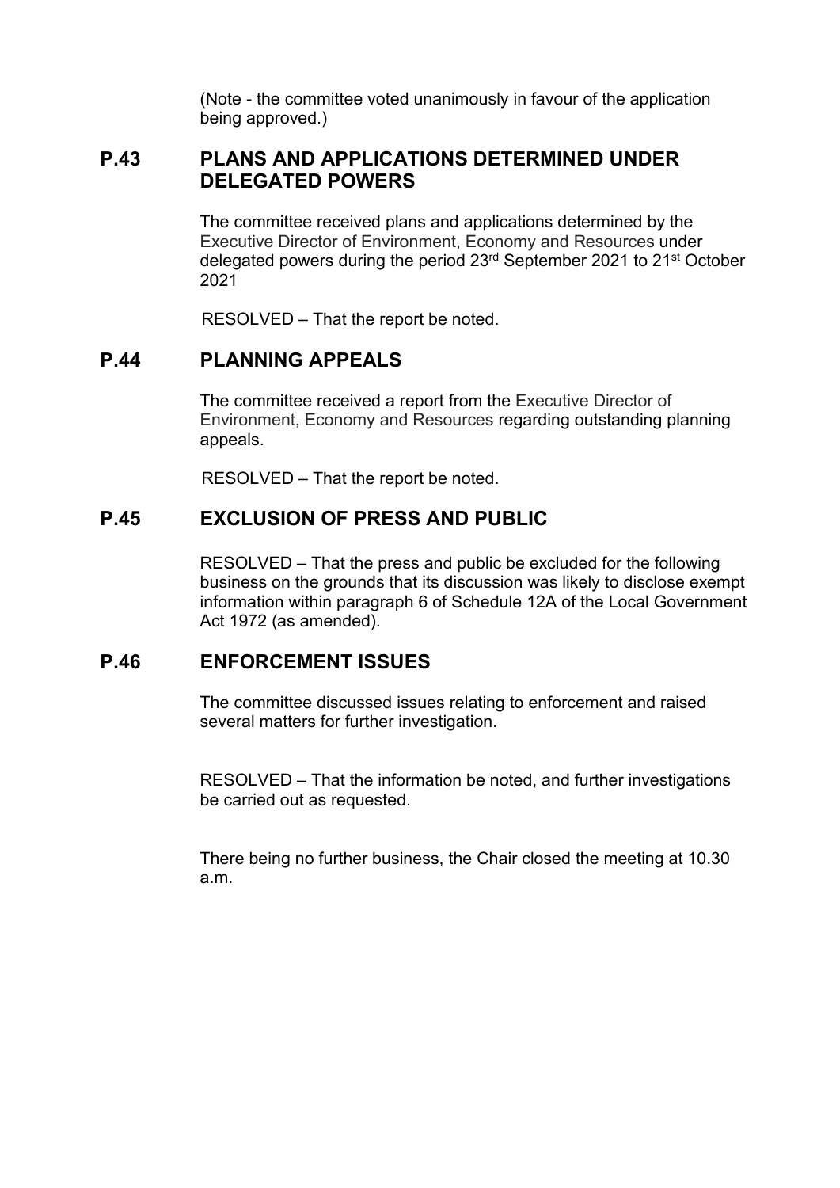(Note - the committee voted unanimously in favour of the application being approved.)

## P.43 PLANS AND APPLICATIONS DETERMINED UNDER DELEGATED POWERS

The committee received plans and applications determined by the Executive Director of Environment, Economy and Resources under delegated powers during the period 23rd September 2021 to 21st October 2021

RESOLVED – That the report be noted.

## P.44 PLANNING APPEALS

The committee received a report from the Executive Director of Environment, Economy and Resources regarding outstanding planning appeals.

RESOLVED – That the report be noted.

## P.45 EXCLUSION OF PRESS AND PUBLIC

RESOLVED – That the press and public be excluded for the following business on the grounds that its discussion was likely to disclose exempt information within paragraph 6 of Schedule 12A of the Local Government Act 1972 (as amended).

## P.46 ENFORCEMENT ISSUES

The committee discussed issues relating to enforcement and raised several matters for further investigation.

RESOLVED – That the information be noted, and further investigations be carried out as requested.

There being no further business, the Chair closed the meeting at 10.30 a.m.